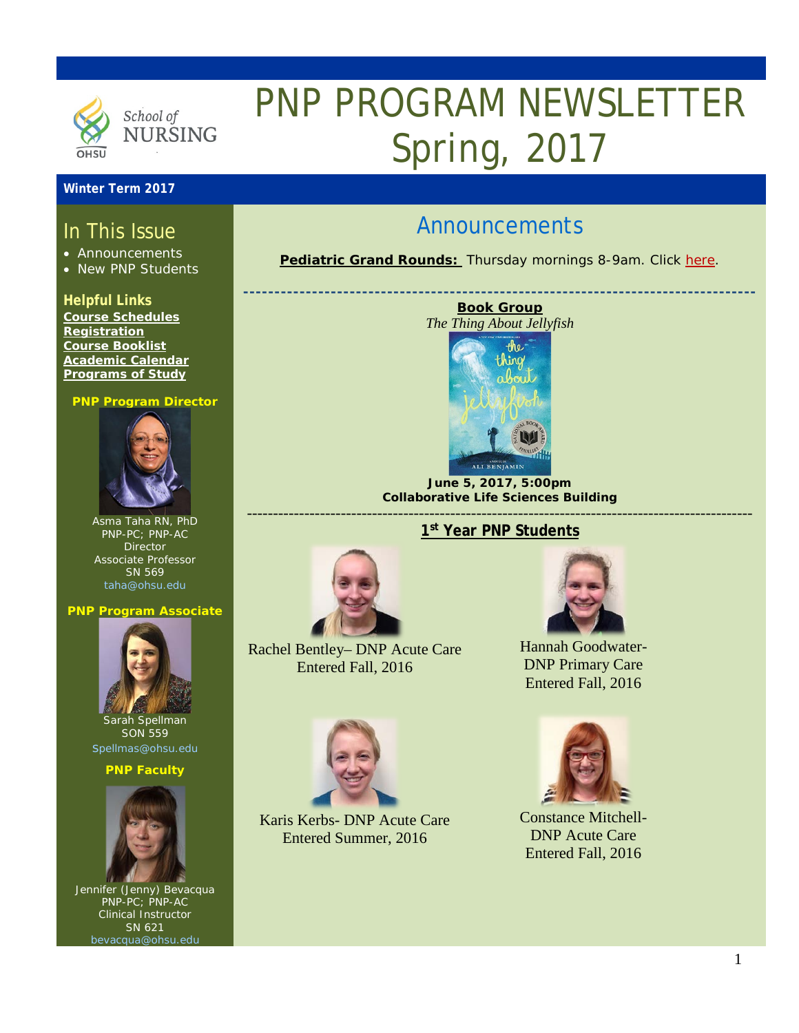# PNP PROGRAM NEWSLETTER Spring, 2017

School of NURSING
OHSU

**Winter Term 2017**

## In This Issue

- Announcements
- New PNP Students

**Helpful Links**

**Course Schedules**
**Registration**
**Course Booklist**
**Academic Calendar**
**Programs of Study**

**PNP Program Director**

Asma Taha RN, PhD
PNP-PC; PNP-AC
Director
Associate Professor
SN 569
taha@ohsu.edu

**PNP Program Associate**

Sarah Spellman
SON 559
Spellmas@ohsu.edu

**PNP Faculty**

Jennifer (Jenny) Bevacqua
PNP-PC; PNP-AC
Clinical Instructor
SN 621
bevacqua@ohsu.edu

## Announcements

**Pediatric Grand Rounds:** Thursday mornings 8-9am. Click here.

---

**Book Group**

*The Thing About Jellyfish*

**June 5, 2017, 5:00pm**
**Collaborative Life Sciences Building**

---

### 1st Year PNP Students

Rachel Bentley– DNP Acute Care
Entered Fall, 2016

Hannah Goodwater- DNP Primary Care
Entered Fall, 2016

Karis Kerbs- DNP Acute Care
Entered Summer, 2016

Constance Mitchell- DNP Acute Care
Entered Fall, 2016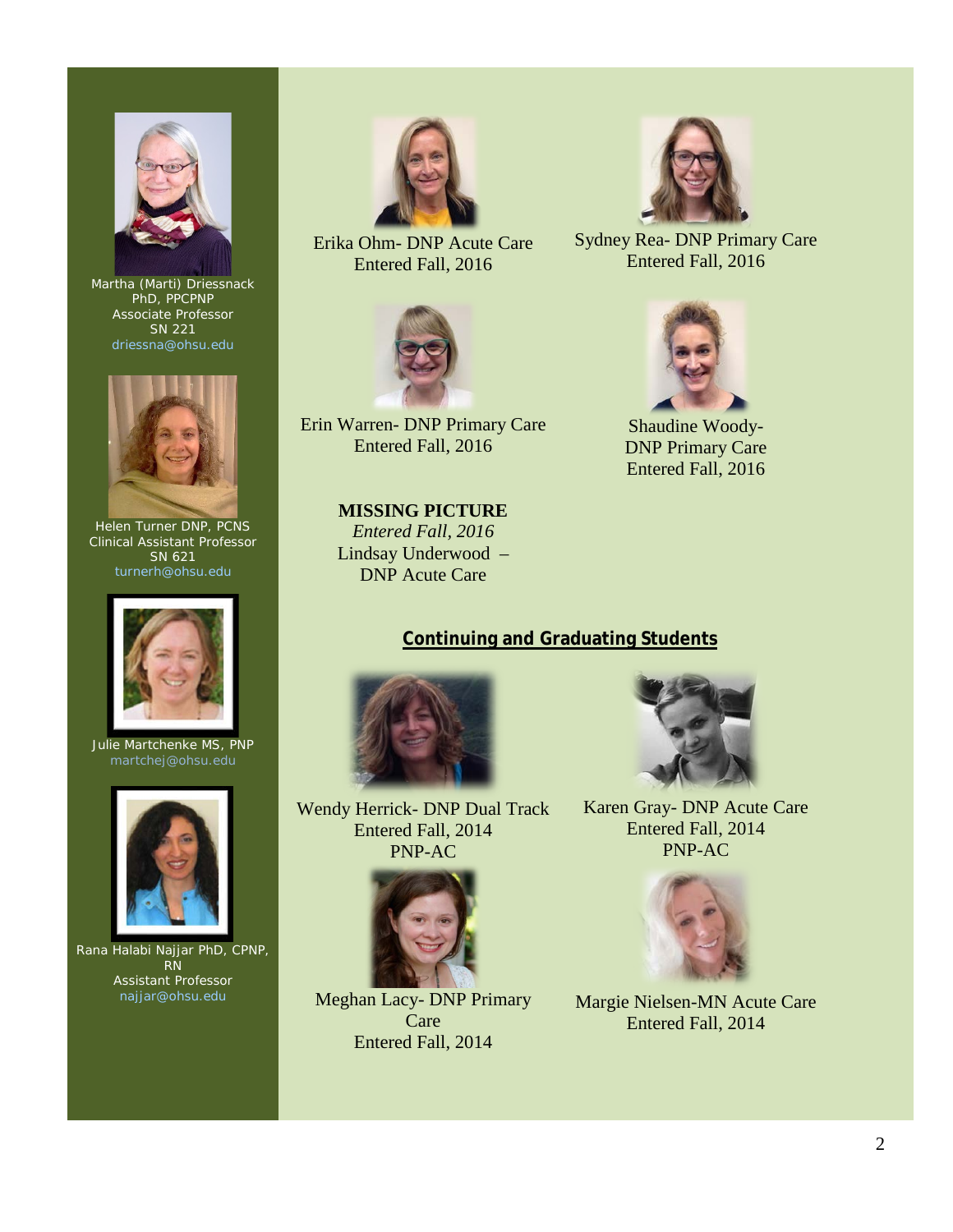Martha (Marti) Driessnack
PhD, PPCPNP
Associate Professor
SN 221
driessna@ohsu.edu

Helen Turner DNP, PCNS
Clinical Assistant Professor
SN 621
turnerh@ohsu.edu

Julie Martchenke MS, PNP
martchej@ohsu.edu

Rana Halabi Najjar PhD, CPNP, RN
Assistant Professor
najjar@ohsu.edu

Erika Ohm- DNP Acute Care
Entered Fall, 2016

Sydney Rea- DNP Primary Care
Entered Fall, 2016

Erin Warren- DNP Primary Care
Entered Fall, 2016

Shaudine Woody-
DNP Primary Care
Entered Fall, 2016

**MISSING PICTURE**
*Entered Fall, 2016*
Lindsay Underwood –
DNP Acute Care

## Continuing and Graduating Students

Wendy Herrick- DNP Dual Track
Entered Fall, 2014
PNP-AC

Karen Gray- DNP Acute Care
Entered Fall, 2014
PNP-AC

Meghan Lacy- DNP Primary Care
Entered Fall, 2014

Margie Nielsen-MN Acute Care
Entered Fall, 2014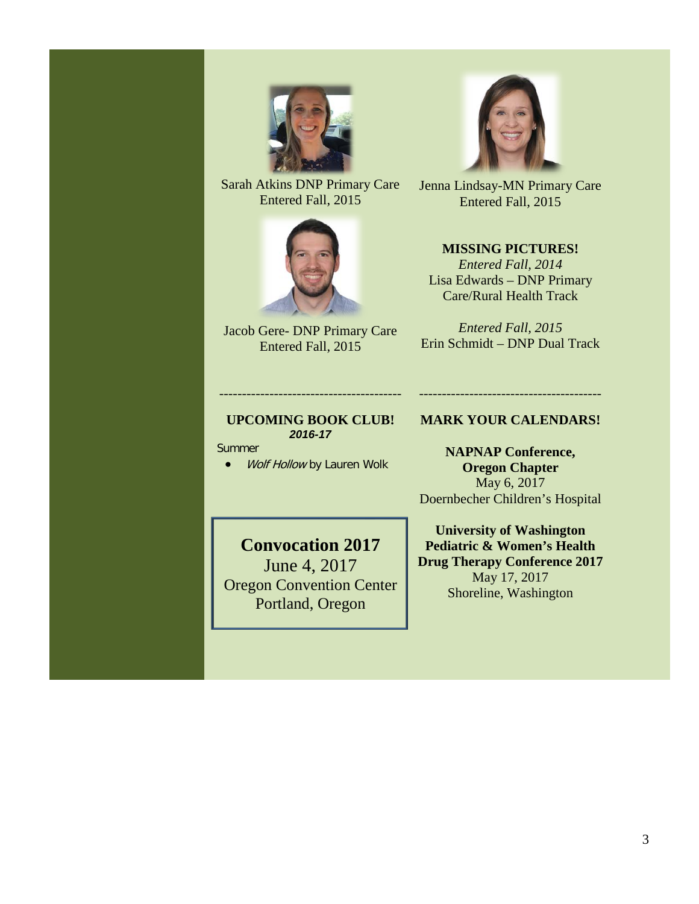Sarah Atkins DNP Primary Care
Entered Fall, 2015

Jenna Lindsay-MN Primary Care
Entered Fall, 2015

Jacob Gere- DNP Primary Care
Entered Fall, 2015

**MISSING PICTURES!**

*Entered Fall, 2014*
Lisa Edwards – DNP Primary Care/Rural Health Track

*Entered Fall, 2015*
Erin Schmidt – DNP Dual Track

---

**UPCOMING BOOK CLUB!**
***2016-17***

Summer

- *Wolf Hollow* by Lauren Wolk

**Convocation 2017**
June 4, 2017
Oregon Convention Center
Portland, Oregon

---

**MARK YOUR CALENDARS!**

**NAPNAP Conference, Oregon Chapter**
May 6, 2017
Doernbecher Children's Hospital

**University of Washington Pediatric & Women's Health Drug Therapy Conference 2017**
May 17, 2017
Shoreline, Washington